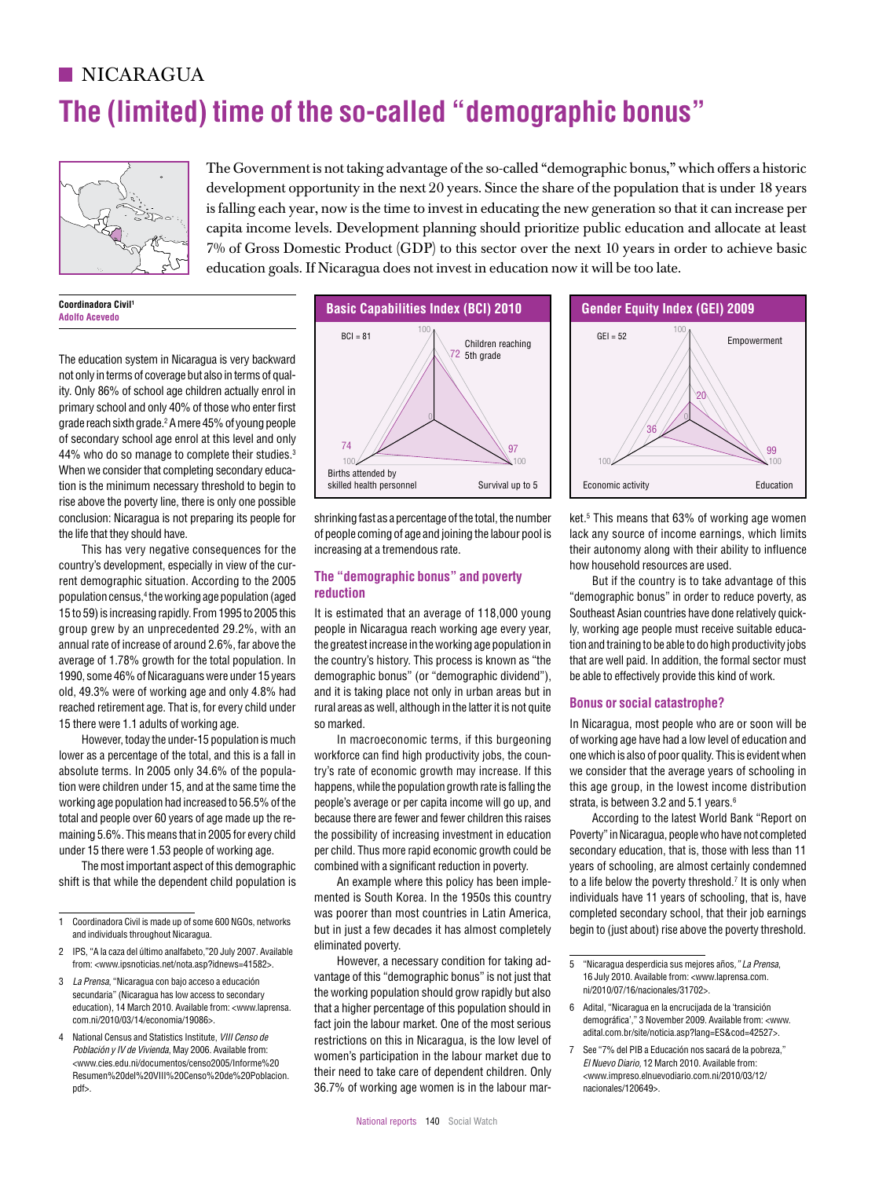## NICARAGUA

# The (limited) time of the so-called "demographic bonus"

The Government is not taking advantage of the so-called "demographic bonus," which offers a historic development opportunity in the next 20 years. Since the share of the population that is under 18 years is falling each year, now is the time to invest in educating the new generation so that it can increase per capita income levels. Development planning should prioritize public education and allocate at least 7% of Gross Domestic Product (GDP) to this sector over the next 10 years in order to achieve basic education goals. If Nicaragua does not invest in education now it will be too late.

**Coordinadora Civil**[1]
**Adolfo Acevedo**

**Basic Capabilities Index (BCI) 2010**

BCI = 81

Children reaching 5th grade 72

Survival up to 5 97

Births attended by skilled health personnel 74

**Gender Equity Index (GEI) 2009**

GEI = 52

Empowerment 20

Education 99

Economic activity 36

The education system in Nicaragua is very backward not only in terms of coverage but also in terms of quality. Only 86% of school age children actually enrol in primary school and only 40% of those who enter first grade reach sixth grade.[2] A mere 45% of young people of secondary school age enrol at this level and only 44% who do so manage to complete their studies.[3] When we consider that completing secondary education is the minimum necessary threshold to begin to rise above the poverty line, there is only one possible conclusion: Nicaragua is not preparing its people for the life that they should have.

This has very negative consequences for the country's development, especially in view of the current demographic situation. According to the 2005 population census,[4] the working age population (aged 15 to 59) is increasing rapidly. From 1995 to 2005 this group grew by an unprecedented 29.2%, with an annual rate of increase of around 2.6%, far above the average of 1.78% growth for the total population. In 1990, some 46% of Nicaraguans were under 15 years old, 49.3% were of working age and only 4.8% had reached retirement age. That is, for every child under 15 there were 1.1 adults of working age.

However, today the under-15 population is much lower as a percentage of the total, and this is a fall in absolute terms. In 2005 only 34.6% of the population were children under 15, and at the same time the working age population had increased to 56.5% of the total and people over 60 years of age made up the remaining 5.6%. This means that in 2005 for every child under 15 there were 1.53 people of working age.

The most important aspect of this demographic shift is that while the dependent child population is shrinking fast as a percentage of the total, the number of people coming of age and joining the labour pool is increasing at a tremendous rate.

### The "demographic bonus" and poverty reduction

It is estimated that an average of 118,000 young people in Nicaragua reach working age every year, the greatest increase in the working age population in the country's history. This process is known as "the demographic bonus" (or "demographic dividend"), and it is taking place not only in urban areas but in rural areas as well, although in the latter it is not quite so marked.

In macroeconomic terms, if this burgeoning workforce can find high productivity jobs, the country's rate of economic growth may increase. If this happens, while the population growth rate is falling the people's average or per capita income will go up, and because there are fewer and fewer children this raises the possibility of increasing investment in education per child. Thus more rapid economic growth could be combined with a significant reduction in poverty.

An example where this policy has been implemented is South Korea. In the 1950s this country was poorer than most countries in Latin America, but in just a few decades it has almost completely eliminated poverty.

However, a necessary condition for taking advantage of this "demographic bonus" is not just that the working population should grow rapidly but also that a higher percentage of this population should in fact join the labour market. One of the most serious restrictions on this in Nicaragua, is the low level of women's participation in the labour market due to their need to take care of dependent children. Only 36.7% of working age women is in the labour market.[5] This means that 63% of working age women lack any source of income earnings, which limits their autonomy along with their ability to influence how household resources are used.

But if the country is to take advantage of this "demographic bonus" in order to reduce poverty, as Southeast Asian countries have done relatively quickly, working age people must receive suitable education and training to be able to do high productivity jobs that are well paid. In addition, the formal sector must be able to effectively provide this kind of work.

### Bonus or social catastrophe?

In Nicaragua, most people who are or soon will be of working age have had a low level of education and one which is also of poor quality. This is evident when we consider that the average years of schooling in this age group, in the lowest income distribution strata, is between 3.2 and 5.1 years.[6]

According to the latest World Bank "Report on Poverty" in Nicaragua, people who have not completed secondary education, that is, those with less than 11 years of schooling, are almost certainly condemned to a life below the poverty threshold.[7] It is only when individuals have 11 years of schooling, that is, have completed secondary school, that their job earnings begin to (just about) rise above the poverty threshold.

---

1 Coordinadora Civil is made up of some 600 NGOs, networks and individuals throughout Nicaragua.

2 IPS, "A la caza del último analfabeto,"20 July 2007. Available from: <www.ipsnoticias.net/nota.asp?idnews=41582>.

3 *La Prensa*, "Nicaragua con bajo acceso a educación secundaria" (Nicaragua has low access to secondary education), 14 March 2010. Available from: <www.laprensa.com.ni/2010/03/14/economia/19086>.

4 National Census and Statistics Institute, *VIII Censo de Población y IV de Vivienda*, May 2006. Available from: <www.cies.edu.ni/documentos/censo2005/Informe%20Resumen%20del%20VIII%20Censo%20de%20Poblacion.pdf>.

5 "Nicaragua desperdicia sus mejores años," *La Prensa*, 16 July 2010. Available from: <www.laprensa.com.ni/2010/07/16/nacionales/31702>.

6 Adital, "Nicaragua en la encrucijada de la 'transición demográfica'," 3 November 2009. Available from: <www.adital.com.br/site/noticia.asp?lang=ES&cod=42527>.

7 See "7% del PIB a Educación nos sacará de la pobreza," *El Nuevo Diario*, 12 March 2010. Available from: <www.impreso.elnuevodiario.com.ni/2010/03/12/nacionales/120649>.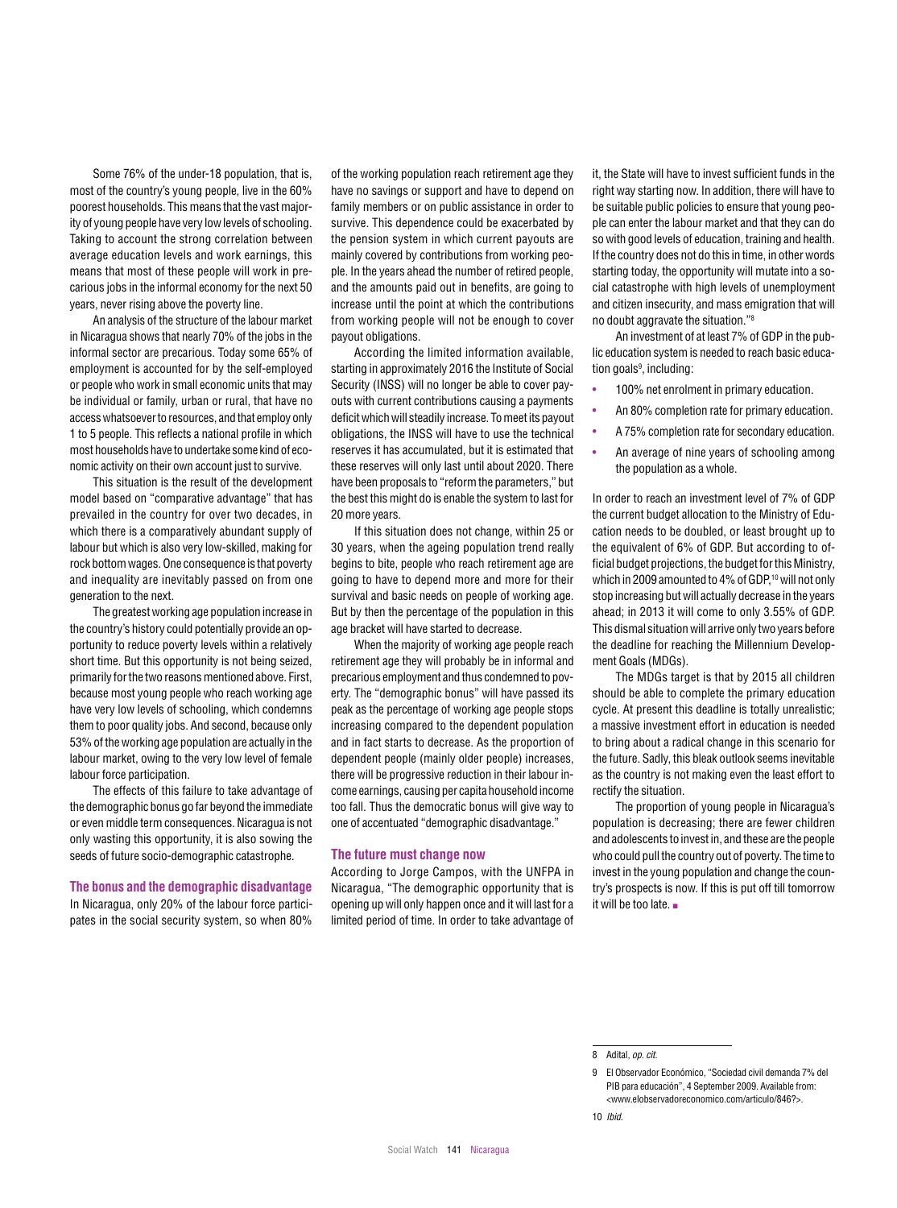Some 76% of the under-18 population, that is, most of the country's young people, live in the 60% poorest households. This means that the vast majority of young people have very low levels of schooling. Taking to account the strong correlation between average education levels and work earnings, this means that most of these people will work in precarious jobs in the informal economy for the next 50 years, never rising above the poverty line.

An analysis of the structure of the labour market in Nicaragua shows that nearly 70% of the jobs in the informal sector are precarious. Today some 65% of employment is accounted for by the self-employed or people who work in small economic units that may be individual or family, urban or rural, that have no access whatsoever to resources, and that employ only 1 to 5 people. This reflects a national profile in which most households have to undertake some kind of economic activity on their own account just to survive.

This situation is the result of the development model based on "comparative advantage" that has prevailed in the country for over two decades, in which there is a comparatively abundant supply of labour but which is also very low-skilled, making for rock bottom wages. One consequence is that poverty and inequality are inevitably passed on from one generation to the next.

The greatest working age population increase in the country's history could potentially provide an opportunity to reduce poverty levels within a relatively short time. But this opportunity is not being seized, primarily for the two reasons mentioned above. First, because most young people who reach working age have very low levels of schooling, which condemns them to poor quality jobs. And second, because only 53% of the working age population are actually in the labour market, owing to the very low level of female labour force participation.

The effects of this failure to take advantage of the demographic bonus go far beyond the immediate or even middle term consequences. Nicaragua is not only wasting this opportunity, it is also sowing the seeds of future socio-demographic catastrophe.

## The bonus and the demographic disadvantage

In Nicaragua, only 20% of the labour force participates in the social security system, so when 80% of the working population reach retirement age they have no savings or support and have to depend on family members or on public assistance in order to survive. This dependence could be exacerbated by the pension system in which current payouts are mainly covered by contributions from working people. In the years ahead the number of retired people, and the amounts paid out in benefits, are going to increase until the point at which the contributions from working people will not be enough to cover payout obligations.

According the limited information available, starting in approximately 2016 the Institute of Social Security (INSS) will no longer be able to cover payouts with current contributions causing a payments deficit which will steadily increase. To meet its payout obligations, the INSS will have to use the technical reserves it has accumulated, but it is estimated that these reserves will only last until about 2020. There have been proposals to "reform the parameters," but the best this might do is enable the system to last for 20 more years.

If this situation does not change, within 25 or 30 years, when the ageing population trend really begins to bite, people who reach retirement age are going to have to depend more and more for their survival and basic needs on people of working age. But by then the percentage of the population in this age bracket will have started to decrease.

When the majority of working age people reach retirement age they will probably be in informal and precarious employment and thus condemned to poverty. The "demographic bonus" will have passed its peak as the percentage of working age people stops increasing compared to the dependent population and in fact starts to decrease. As the proportion of dependent people (mainly older people) increases, there will be progressive reduction in their labour income earnings, causing per capita household income too fall. Thus the democratic bonus will give way to one of accentuated "demographic disadvantage."

## The future must change now

According to Jorge Campos, with the UNFPA in Nicaragua, "The demographic opportunity that is opening up will only happen once and it will last for a limited period of time. In order to take advantage of it, the State will have to invest sufficient funds in the right way starting now. In addition, there will have to be suitable public policies to ensure that young people can enter the labour market and that they can do so with good levels of education, training and health. If the country does not do this in time, in other words starting today, the opportunity will mutate into a social catastrophe with high levels of unemployment and citizen insecurity, and mass emigration that will no doubt aggravate the situation."[8]

An investment of at least 7% of GDP in the public education system is needed to reach basic education goals[9], including:

- 100% net enrolment in primary education.
- An 80% completion rate for primary education.
- A 75% completion rate for secondary education.
- An average of nine years of schooling among the population as a whole.

In order to reach an investment level of 7% of GDP the current budget allocation to the Ministry of Education needs to be doubled, or least brought up to the equivalent of 6% of GDP. But according to official budget projections, the budget for this Ministry, which in 2009 amounted to 4% of GDP,[10] will not only stop increasing but will actually decrease in the years ahead; in 2013 it will come to only 3.55% of GDP. This dismal situation will arrive only two years before the deadline for reaching the Millennium Development Goals (MDGs).

The MDGs target is that by 2015 all children should be able to complete the primary education cycle. At present this deadline is totally unrealistic; a massive investment effort in education is needed to bring about a radical change in this scenario for the future. Sadly, this bleak outlook seems inevitable as the country is not making even the least effort to rectify the situation.

The proportion of young people in Nicaragua's population is decreasing; there are fewer children and adolescents to invest in, and these are the people who could pull the country out of poverty. The time to invest in the young population and change the country's prospects is now. If this is put off till tomorrow it will be too late. ■

---

8 Adital, *op. cit.*

9 El Observador Económico, "Sociedad civil demanda 7% del PIB para educación", 4 September 2009. Available from: <www.elobservadoreconomico.com/articulo/846?>.

10 *Ibid.*